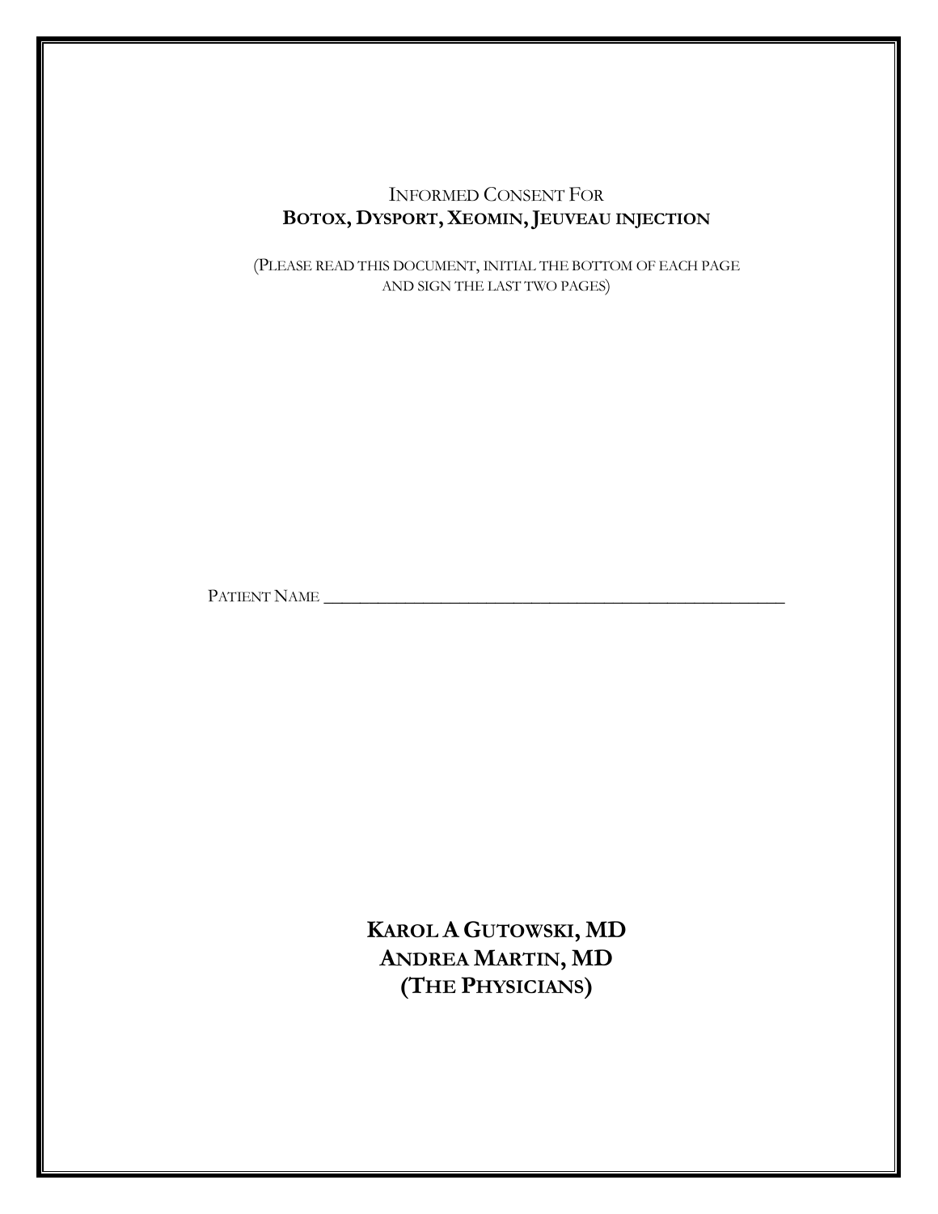# Informed Consent For **Botox, Dysport, Xeomin, Jeuveau injection**

(Please read this document, initial the bottom of each page and sign the last two pages)

Patient Name \_\_\_\_\_\_\_\_\_\_\_\_\_\_\_\_\_\_\_\_\_\_\_\_\_\_\_\_\_\_\_\_\_\_\_\_\_\_\_\_\_\_\_\_\_\_\_\_\_\_\_\_

**Karol A Gutowski, MD**
**Andrea Martin, MD**
**(The Physicians)**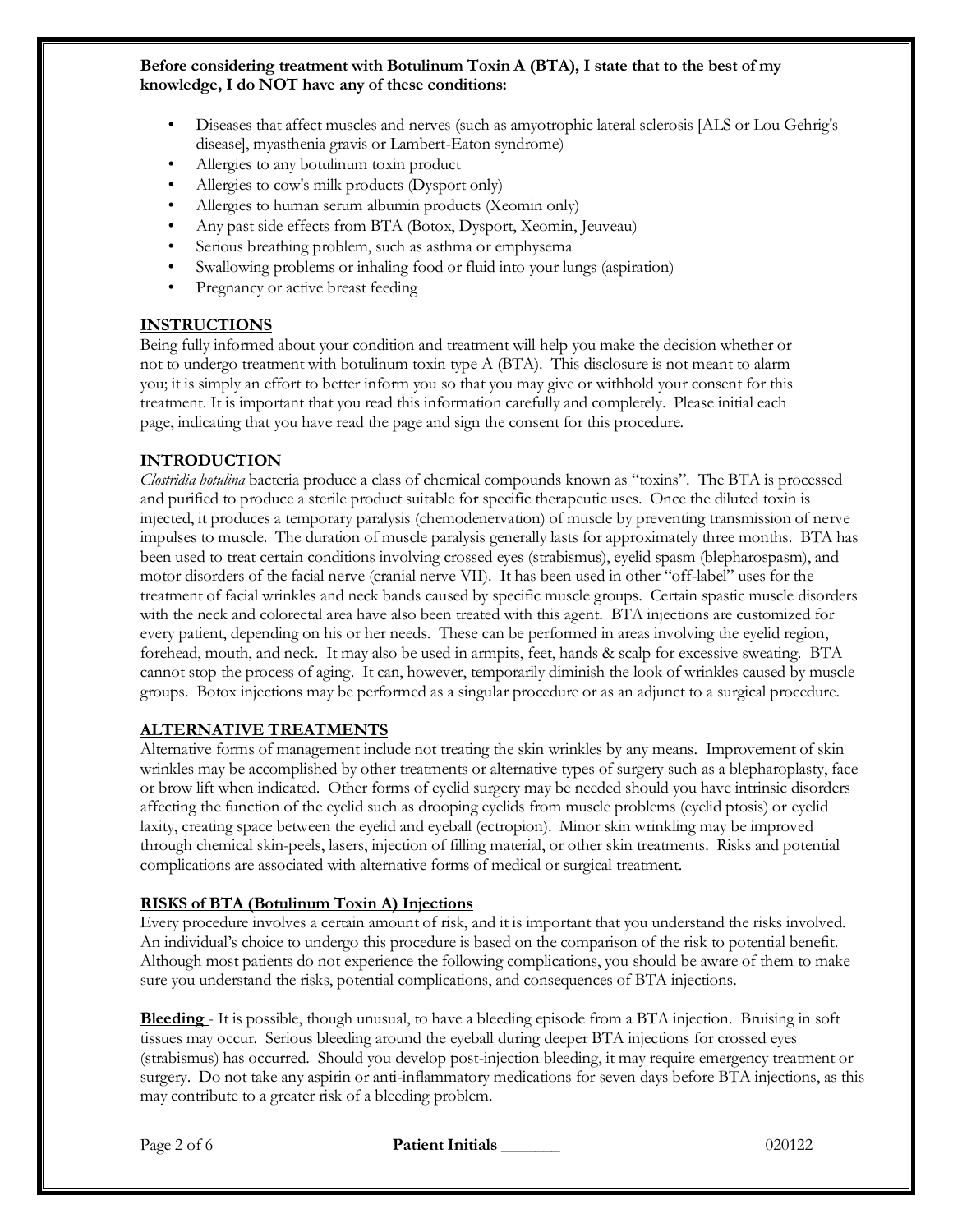**Before considering treatment with Botulinum Toxin A (BTA), I state that to the best of my knowledge, I do NOT have any of these conditions:**

- Diseases that affect muscles and nerves (such as amyotrophic lateral sclerosis [ALS or Lou Gehrig's disease], myasthenia gravis or Lambert-Eaton syndrome)
- Allergies to any botulinum toxin product
- Allergies to cow's milk products (Dysport only)
- Allergies to human serum albumin products (Xeomin only)
- Any past side effects from BTA (Botox, Dysport, Xeomin, Jeuveau)
- Serious breathing problem, such as asthma or emphysema
- Swallowing problems or inhaling food or fluid into your lungs (aspiration)
- Pregnancy or active breast feeding

## INSTRUCTIONS

Being fully informed about your condition and treatment will help you make the decision whether or not to undergo treatment with botulinum toxin type A (BTA). This disclosure is not meant to alarm you; it is simply an effort to better inform you so that you may give or withhold your consent for this treatment. It is important that you read this information carefully and completely. Please initial each page, indicating that you have read the page and sign the consent for this procedure.

## INTRODUCTION

*Clostridia botulina* bacteria produce a class of chemical compounds known as "toxins". The BTA is processed and purified to produce a sterile product suitable for specific therapeutic uses. Once the diluted toxin is injected, it produces a temporary paralysis (chemodenervation) of muscle by preventing transmission of nerve impulses to muscle. The duration of muscle paralysis generally lasts for approximately three months. BTA has been used to treat certain conditions involving crossed eyes (strabismus), eyelid spasm (blepharospasm), and motor disorders of the facial nerve (cranial nerve VII). It has been used in other "off-label" uses for the treatment of facial wrinkles and neck bands caused by specific muscle groups. Certain spastic muscle disorders with the neck and colorectal area have also been treated with this agent. BTA injections are customized for every patient, depending on his or her needs. These can be performed in areas involving the eyelid region, forehead, mouth, and neck. It may also be used in armpits, feet, hands & scalp for excessive sweating. BTA cannot stop the process of aging. It can, however, temporarily diminish the look of wrinkles caused by muscle groups. Botox injections may be performed as a singular procedure or as an adjunct to a surgical procedure.

## ALTERNATIVE TREATMENTS

Alternative forms of management include not treating the skin wrinkles by any means. Improvement of skin wrinkles may be accomplished by other treatments or alternative types of surgery such as a blepharoplasty, face or brow lift when indicated. Other forms of eyelid surgery may be needed should you have intrinsic disorders affecting the function of the eyelid such as drooping eyelids from muscle problems (eyelid ptosis) or eyelid laxity, creating space between the eyelid and eyeball (ectropion). Minor skin wrinkling may be improved through chemical skin-peels, lasers, injection of filling material, or other skin treatments. Risks and potential complications are associated with alternative forms of medical or surgical treatment.

## RISKS of BTA (Botulinum Toxin A) Injections

Every procedure involves a certain amount of risk, and it is important that you understand the risks involved. An individual's choice to undergo this procedure is based on the comparison of the risk to potential benefit. Although most patients do not experience the following complications, you should be aware of them to make sure you understand the risks, potential complications, and consequences of BTA injections.

**Bleeding** - It is possible, though unusual, to have a bleeding episode from a BTA injection. Bruising in soft tissues may occur. Serious bleeding around the eyeball during deeper BTA injections for crossed eyes (strabismus) has occurred. Should you develop post-injection bleeding, it may require emergency treatment or surgery. Do not take any aspirin or anti-inflammatory medications for seven days before BTA injections, as this may contribute to a greater risk of a bleeding problem.

**Patient Initials _______**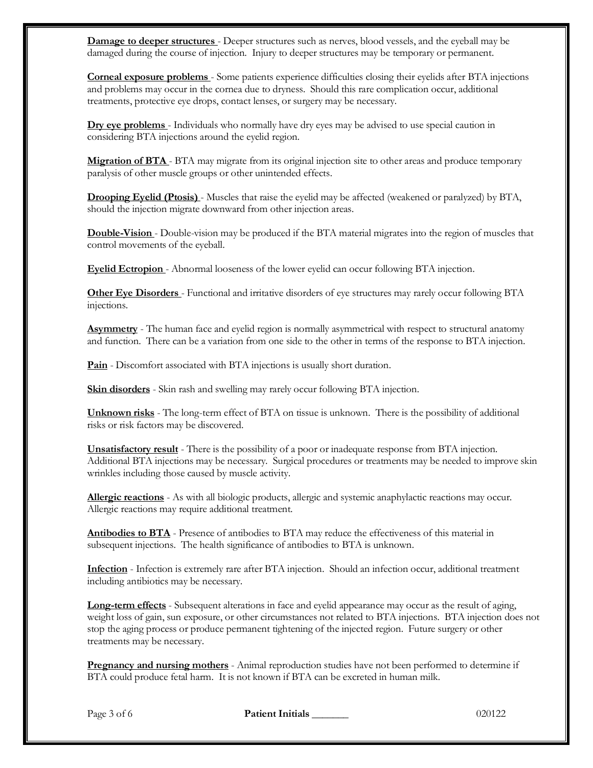**Damage to deeper structures** - Deeper structures such as nerves, blood vessels, and the eyeball may be damaged during the course of injection. Injury to deeper structures may be temporary or permanent.

**Corneal exposure problems** - Some patients experience difficulties closing their eyelids after BTA injections and problems may occur in the cornea due to dryness. Should this rare complication occur, additional treatments, protective eye drops, contact lenses, or surgery may be necessary.

**Dry eye problems** - Individuals who normally have dry eyes may be advised to use special caution in considering BTA injections around the eyelid region.

**Migration of BTA** - BTA may migrate from its original injection site to other areas and produce temporary paralysis of other muscle groups or other unintended effects.

**Drooping Eyelid (Ptosis)** - Muscles that raise the eyelid may be affected (weakened or paralyzed) by BTA, should the injection migrate downward from other injection areas.

**Double-Vision** - Double-vision may be produced if the BTA material migrates into the region of muscles that control movements of the eyeball.

**Eyelid Ectropion** - Abnormal looseness of the lower eyelid can occur following BTA injection.

**Other Eye Disorders** - Functional and irritative disorders of eye structures may rarely occur following BTA injections.

**Asymmetry** - The human face and eyelid region is normally asymmetrical with respect to structural anatomy and function. There can be a variation from one side to the other in terms of the response to BTA injection.

**Pain** - Discomfort associated with BTA injections is usually short duration.

**Skin disorders** - Skin rash and swelling may rarely occur following BTA injection.

**Unknown risks** - The long-term effect of BTA on tissue is unknown. There is the possibility of additional risks or risk factors may be discovered.

**Unsatisfactory result** - There is the possibility of a poor or inadequate response from BTA injection. Additional BTA injections may be necessary. Surgical procedures or treatments may be needed to improve skin wrinkles including those caused by muscle activity.

**Allergic reactions** - As with all biologic products, allergic and systemic anaphylactic reactions may occur. Allergic reactions may require additional treatment.

**Antibodies to BTA** - Presence of antibodies to BTA may reduce the effectiveness of this material in subsequent injections. The health significance of antibodies to BTA is unknown.

**Infection** - Infection is extremely rare after BTA injection. Should an infection occur, additional treatment including antibiotics may be necessary.

**Long-term effects** - Subsequent alterations in face and eyelid appearance may occur as the result of aging, weight loss of gain, sun exposure, or other circumstances not related to BTA injections. BTA injection does not stop the aging process or produce permanent tightening of the injected region. Future surgery or other treatments may be necessary.

**Pregnancy and nursing mothers** - Animal reproduction studies have not been performed to determine if BTA could produce fetal harm. It is not known if BTA can be excreted in human milk.

**Patient Initials** _______ 020122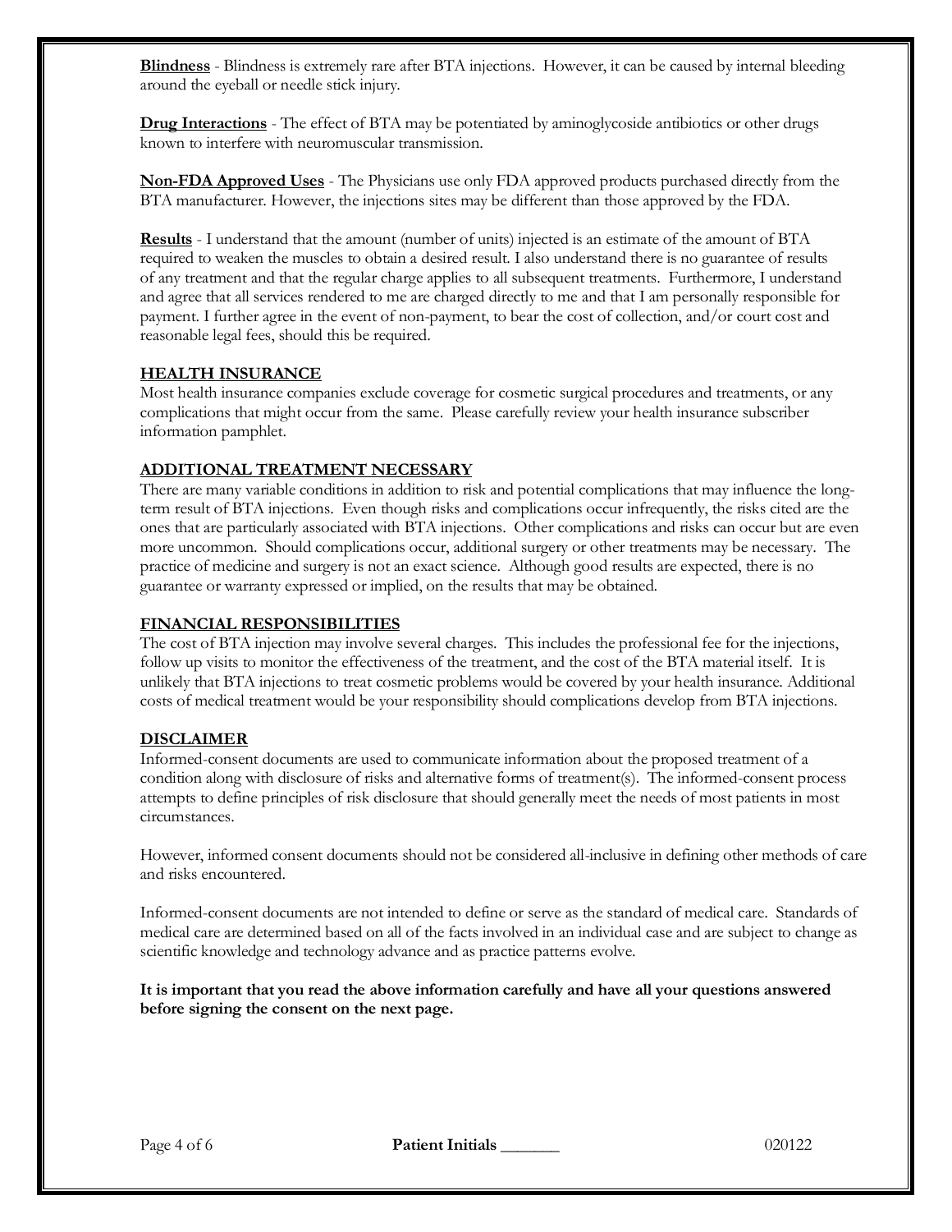**Blindness** - Blindness is extremely rare after BTA injections. However, it can be caused by internal bleeding around the eyeball or needle stick injury.

**Drug Interactions** - The effect of BTA may be potentiated by aminoglycoside antibiotics or other drugs known to interfere with neuromuscular transmission.

**Non-FDA Approved Uses** - The Physicians use only FDA approved products purchased directly from the BTA manufacturer. However, the injections sites may be different than those approved by the FDA.

**Results** - I understand that the amount (number of units) injected is an estimate of the amount of BTA required to weaken the muscles to obtain a desired result. I also understand there is no guarantee of results of any treatment and that the regular charge applies to all subsequent treatments. Furthermore, I understand and agree that all services rendered to me are charged directly to me and that I am personally responsible for payment. I further agree in the event of non-payment, to bear the cost of collection, and/or court cost and reasonable legal fees, should this be required.

## HEALTH INSURANCE

Most health insurance companies exclude coverage for cosmetic surgical procedures and treatments, or any complications that might occur from the same. Please carefully review your health insurance subscriber information pamphlet.

## ADDITIONAL TREATMENT NECESSARY

There are many variable conditions in addition to risk and potential complications that may influence the long-term result of BTA injections. Even though risks and complications occur infrequently, the risks cited are the ones that are particularly associated with BTA injections. Other complications and risks can occur but are even more uncommon. Should complications occur, additional surgery or other treatments may be necessary. The practice of medicine and surgery is not an exact science. Although good results are expected, there is no guarantee or warranty expressed or implied, on the results that may be obtained.

## FINANCIAL RESPONSIBILITIES

The cost of BTA injection may involve several charges. This includes the professional fee for the injections, follow up visits to monitor the effectiveness of the treatment, and the cost of the BTA material itself. It is unlikely that BTA injections to treat cosmetic problems would be covered by your health insurance. Additional costs of medical treatment would be your responsibility should complications develop from BTA injections.

## DISCLAIMER

Informed-consent documents are used to communicate information about the proposed treatment of a condition along with disclosure of risks and alternative forms of treatment(s). The informed-consent process attempts to define principles of risk disclosure that should generally meet the needs of most patients in most circumstances.

However, informed consent documents should not be considered all-inclusive in defining other methods of care and risks encountered.

Informed-consent documents are not intended to define or serve as the standard of medical care. Standards of medical care are determined based on all of the facts involved in an individual case and are subject to change as scientific knowledge and technology advance and as practice patterns evolve.

**It is important that you read the above information carefully and have all your questions answered before signing the consent on the next page.**

**Patient Initials \_\_\_\_\_\_\_**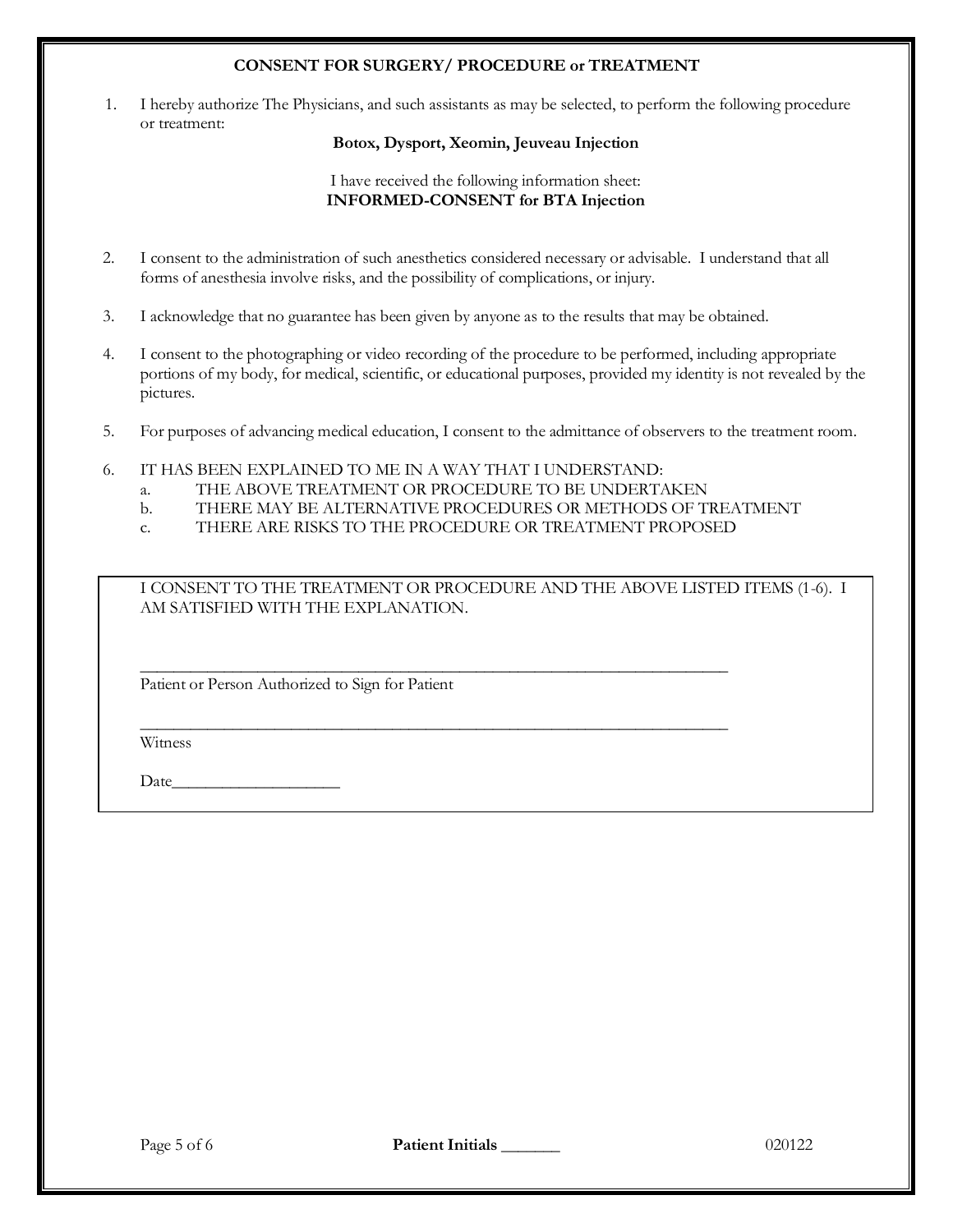## CONSENT FOR SURGERY/ PROCEDURE or TREATMENT

1. I hereby authorize The Physicians, and such assistants as may be selected, to perform the following procedure or treatment:

   **Botox, Dysport, Xeomin, Jeuveau Injection**

   I have received the following information sheet:
   **INFORMED-CONSENT for BTA Injection**

2. I consent to the administration of such anesthetics considered necessary or advisable. I understand that all forms of anesthesia involve risks, and the possibility of complications, or injury.

3. I acknowledge that no guarantee has been given by anyone as to the results that may be obtained.

4. I consent to the photographing or video recording of the procedure to be performed, including appropriate portions of my body, for medical, scientific, or educational purposes, provided my identity is not revealed by the pictures.

5. For purposes of advancing medical education, I consent to the admittance of observers to the treatment room.

6. IT HAS BEEN EXPLAINED TO ME IN A WAY THAT I UNDERSTAND:
   a. THE ABOVE TREATMENT OR PROCEDURE TO BE UNDERTAKEN
   b. THERE MAY BE ALTERNATIVE PROCEDURES OR METHODS OF TREATMENT
   c. THERE ARE RISKS TO THE PROCEDURE OR TREATMENT PROPOSED

I CONSENT TO THE TREATMENT OR PROCEDURE AND THE ABOVE LISTED ITEMS (1-6). I AM SATISFIED WITH THE EXPLANATION.

______________________________________________________________________
Patient or Person Authorized to Sign for Patient

______________________________________________________________________
Witness

Date____________________

**Patient Initials** _______

020122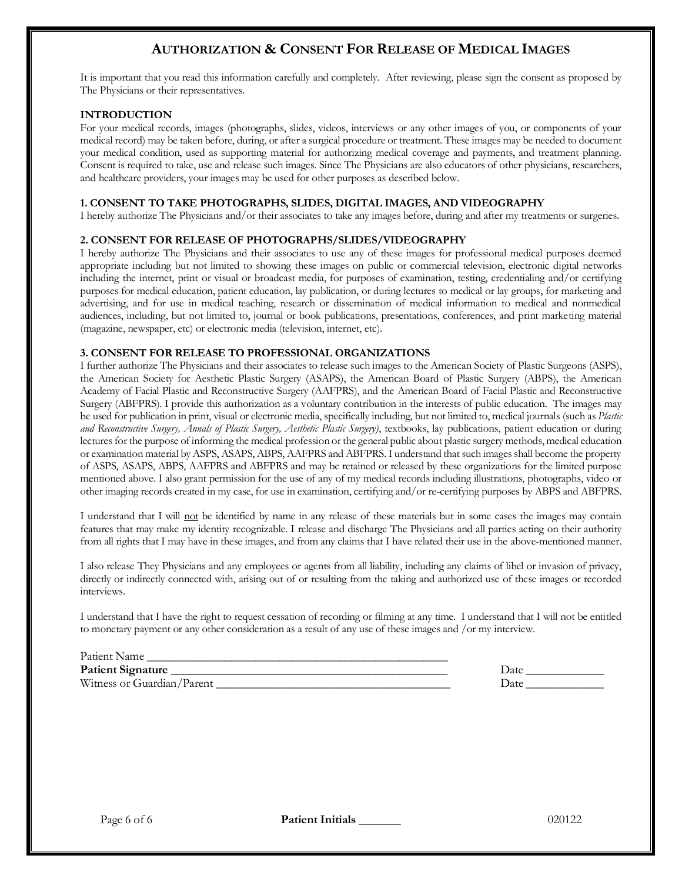# AUTHORIZATION & CONSENT FOR RELEASE OF MEDICAL IMAGES

It is important that you read this information carefully and completely. After reviewing, please sign the consent as proposed by The Physicians or their representatives.

**INTRODUCTION**

For your medical records, images (photographs, slides, videos, interviews or any other images of you, or components of your medical record) may be taken before, during, or after a surgical procedure or treatment. These images may be needed to document your medical condition, used as supporting material for authorizing medical coverage and payments, and treatment planning. Consent is required to take, use and release such images. Since The Physicians are also educators of other physicians, researchers, and healthcare providers, your images may be used for other purposes as described below.

**1. CONSENT TO TAKE PHOTOGRAPHS, SLIDES, DIGITAL IMAGES, AND VIDEOGRAPHY**

I hereby authorize The Physicians and/or their associates to take any images before, during and after my treatments or surgeries.

**2. CONSENT FOR RELEASE OF PHOTOGRAPHS/SLIDES/VIDEOGRAPHY**

I hereby authorize The Physicians and their associates to use any of these images for professional medical purposes deemed appropriate including but not limited to showing these images on public or commercial television, electronic digital networks including the internet, print or visual or broadcast media, for purposes of examination, testing, credentialing and/or certifying purposes for medical education, patient education, lay publication, or during lectures to medical or lay groups, for marketing and advertising, and for use in medical teaching, research or dissemination of medical information to medical and nonmedical audiences, including, but not limited to, journal or book publications, presentations, conferences, and print marketing material (magazine, newspaper, etc) or electronic media (television, internet, etc).

**3. CONSENT FOR RELEASE TO PROFESSIONAL ORGANIZATIONS**

I further authorize The Physicians and their associates to release such images to the American Society of Plastic Surgeons (ASPS), the American Society for Aesthetic Plastic Surgery (ASAPS), the American Board of Plastic Surgery (ABPS), the American Academy of Facial Plastic and Reconstructive Surgery (AAFPRS), and the American Board of Facial Plastic and Reconstructive Surgery (ABFPRS). I provide this authorization as a voluntary contribution in the interests of public education. The images may be used for publication in print, visual or electronic media, specifically including, but not limited to, medical journals (such as *Plastic and Reconstructive Surgery, Annals of Plastic Surgery, Aesthetic Plastic Surgery)*, textbooks, lay publications, patient education or during lectures for the purpose of informing the medical profession or the general public about plastic surgery methods, medical education or examination material by ASPS, ASAPS, ABPS, AAFPRS and ABFPRS. I understand that such images shall become the property of ASPS, ASAPS, ABPS, AAFPRS and ABFPRS and may be retained or released by these organizations for the limited purpose mentioned above. I also grant permission for the use of any of my medical records including illustrations, photographs, video or other imaging records created in my case, for use in examination, certifying and/or re-certifying purposes by ABPS and ABFPRS.

I understand that I will <u>not</u> be identified by name in any release of these materials but in some cases the images may contain features that may make my identity recognizable. I release and discharge The Physicians and all parties acting on their authority from all rights that I may have in these images, and from any claims that I have related their use in the above-mentioned manner.

I also release They Physicians and any employees or agents from all liability, including any claims of libel or invasion of privacy, directly or indirectly connected with, arising out of or resulting from the taking and authorized use of these images or recorded interviews.

I understand that I have the right to request cessation of recording or filming at any time. I understand that I will not be entitled to monetary payment or any other consideration as a result of any use of these images and /or my interview.

Patient Name ___________________________________________________

**Patient Signature** ______________________________________________ Date _____________

Witness or Guardian/Parent _______________________________________ Date _____________

**Patient Initials** _______

020122